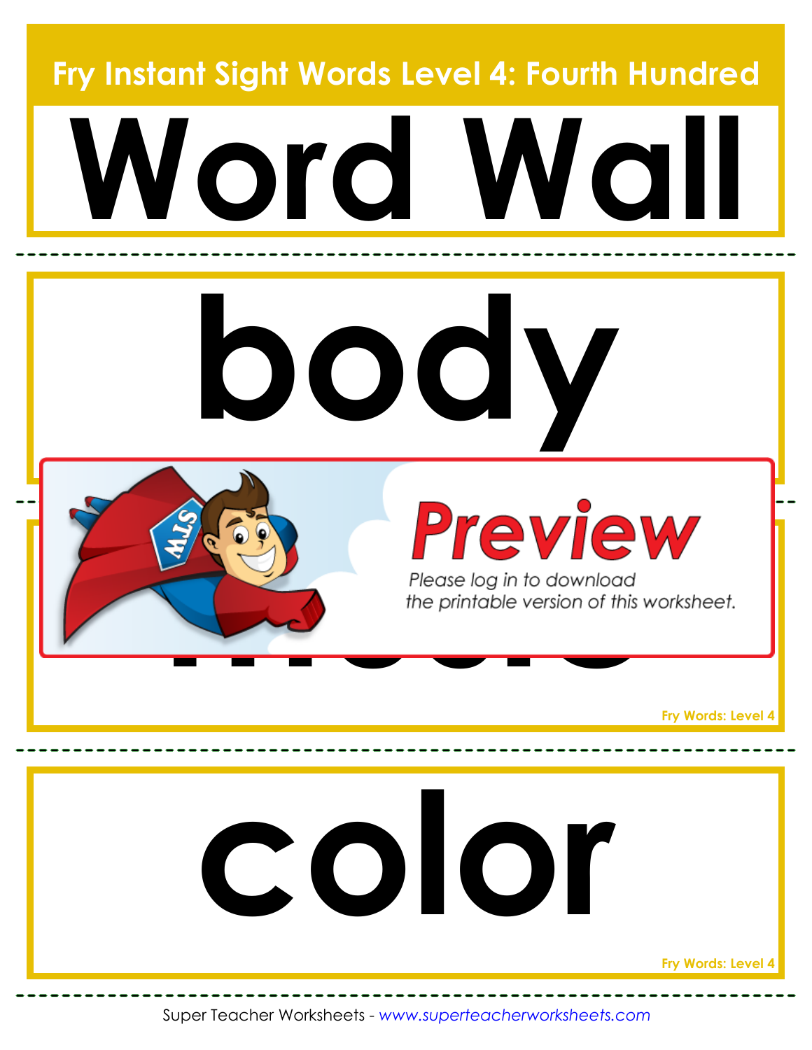# Fry Instant Sight Words Level 4: Fourth Hundred

# Word Wall

---

# body

---

**Preview**

*Please log in to download the printable version of this worksheet.*

Fry Words: Level 4

---

# color

Fry Words: Level 4

---

Super Teacher Worksheets - *www.superteacherworksheets.com*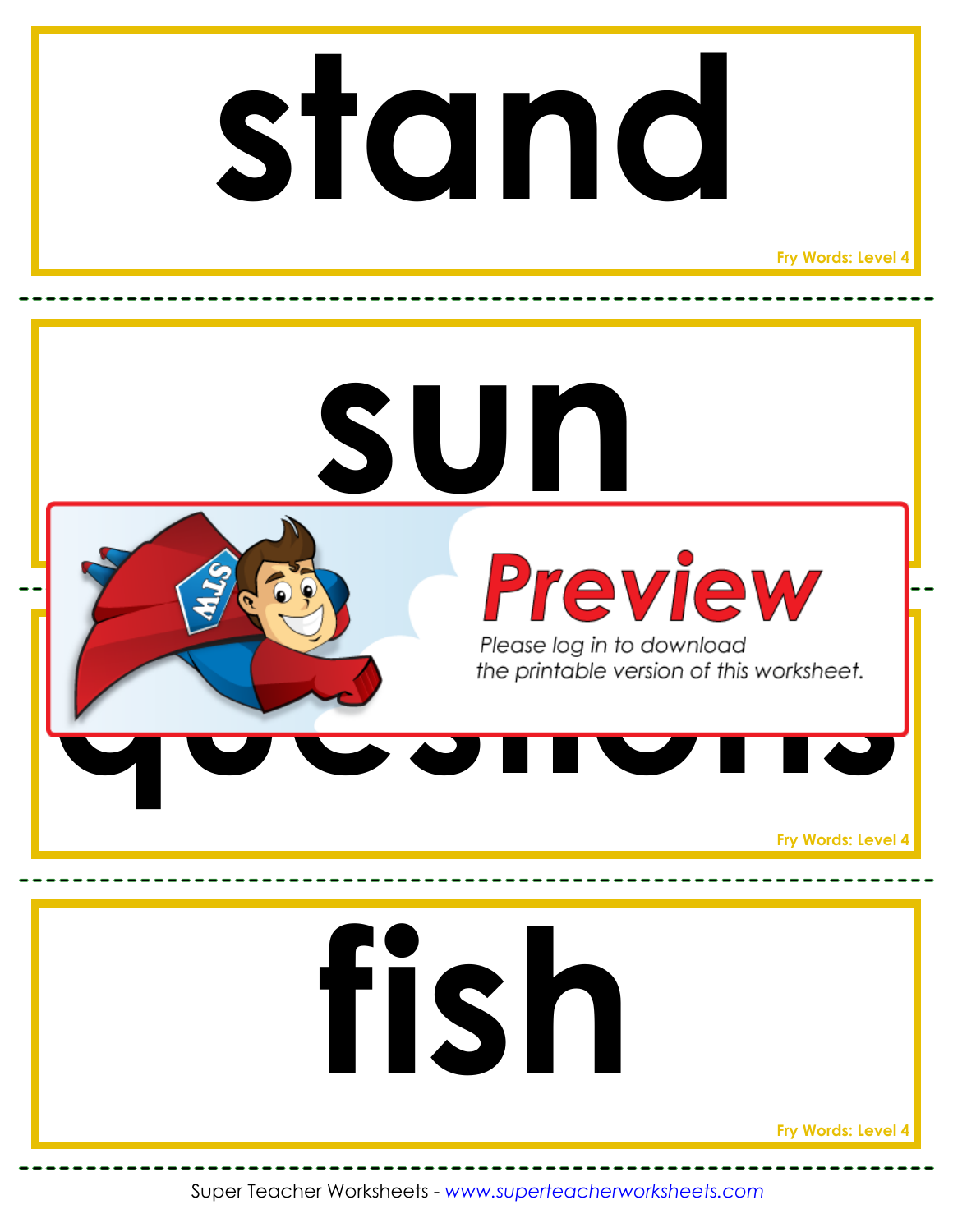# stand

Fry Words: Level 4

# sun

Preview

Please log in to download the printable version of this worksheet.

# questions

Fry Words: Level 4

# fish

Fry Words: Level 4

Super Teacher Worksheets - *www.superteacherworksheets.com*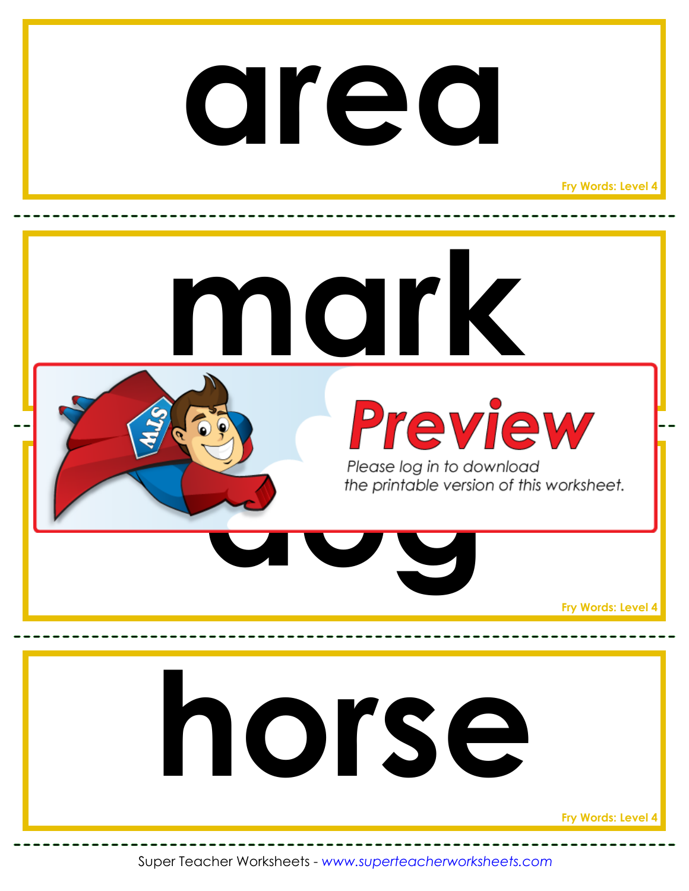# area

Fry Words: Level 4

# mark

Preview

Please log in to download the printable version of this worksheet.

# dog

Fry Words: Level 4

# horse

Fry Words: Level 4

Super Teacher Worksheets - *www.superteacherworksheets.com*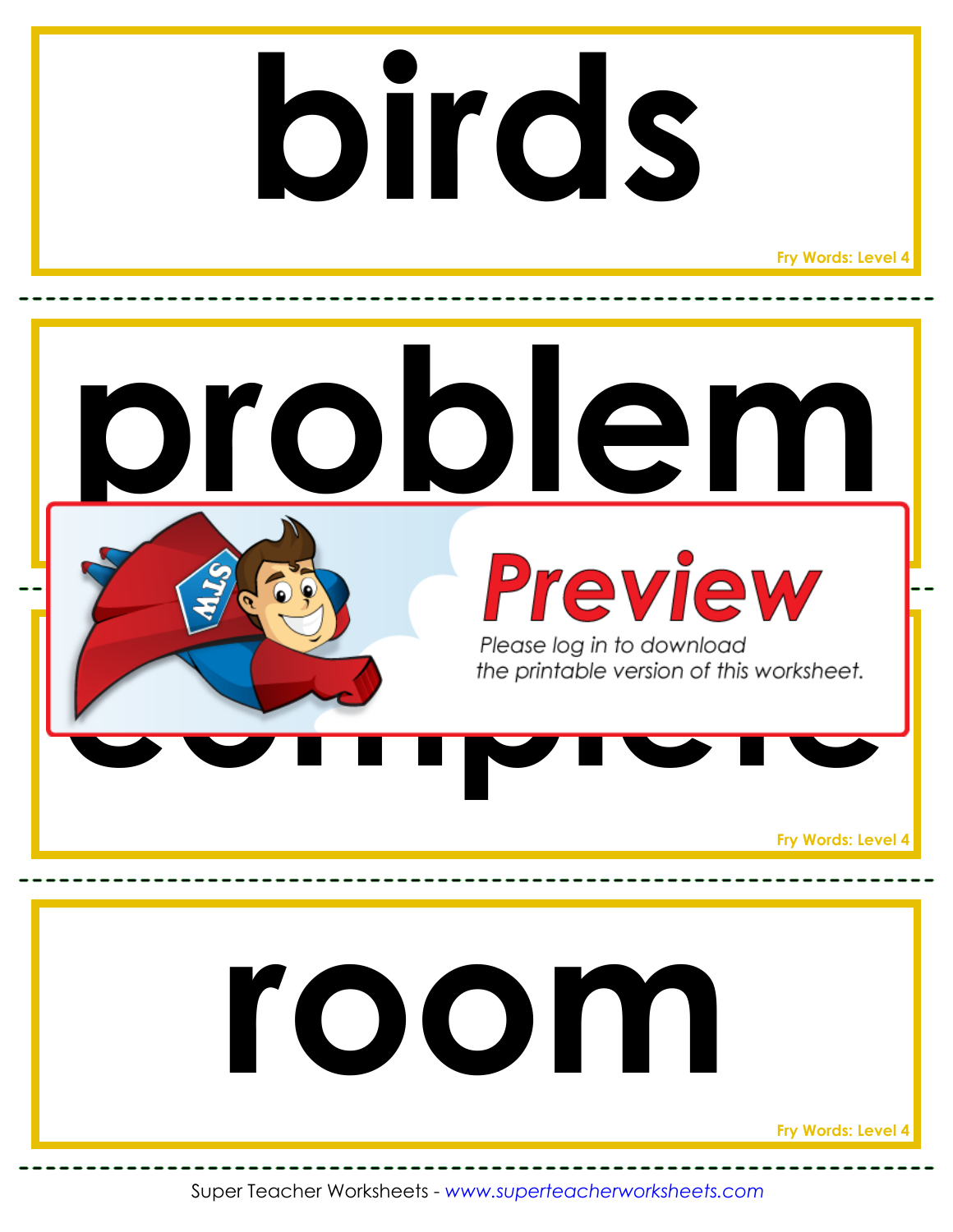# birds

Fry Words: Level 4

---

# problem

---

Preview

Please log in to download the printable version of this worksheet.

# complete

Fry Words: Level 4

---

# room

Fry Words: Level 4

---

Super Teacher Worksheets - *www.superteacherworksheets.com*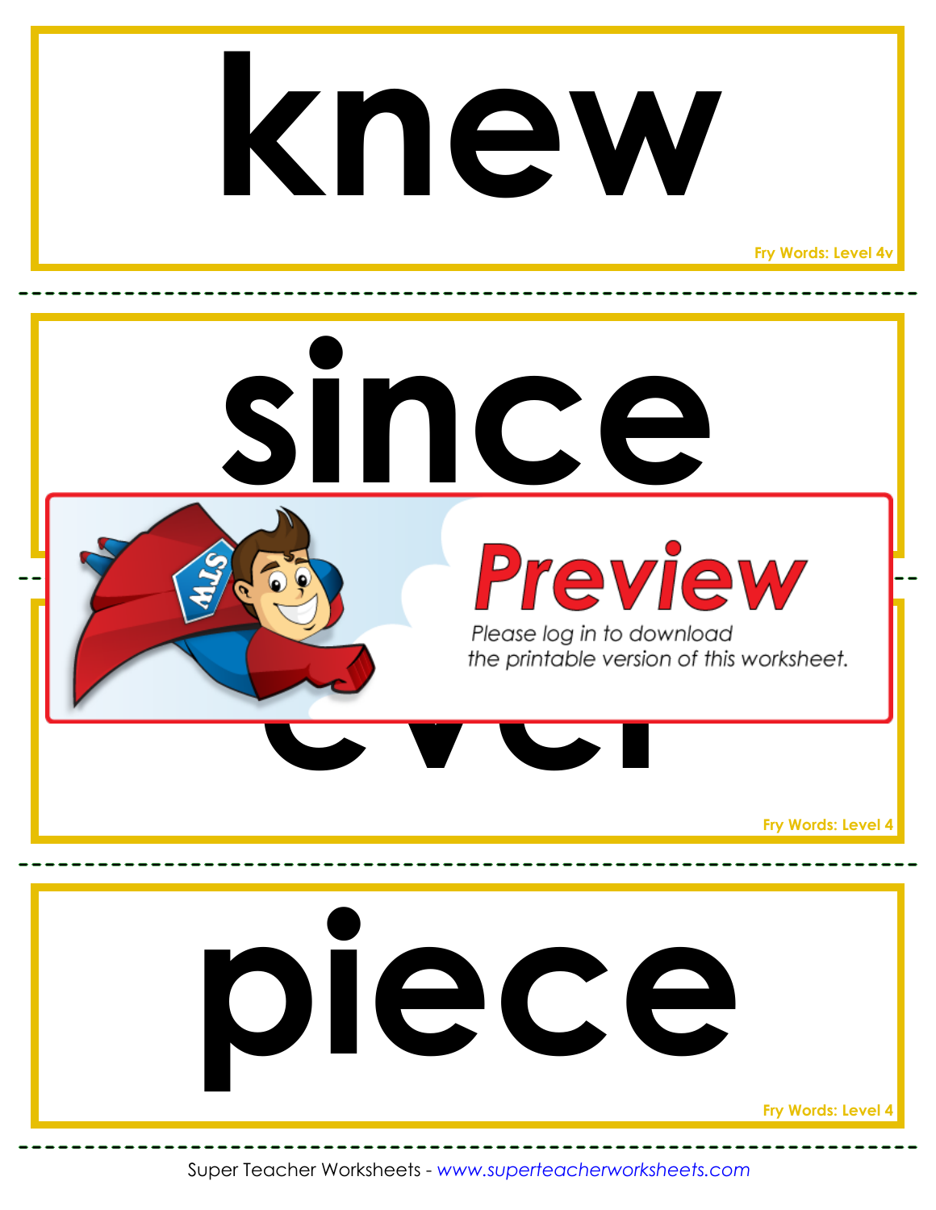knew

Fry Words: Level 4v

since

Preview

Please log in to download the printable version of this worksheet.

ever

Fry Words: Level 4

piece

Fry Words: Level 4

Super Teacher Worksheets - *www.superteacherworksheets.com*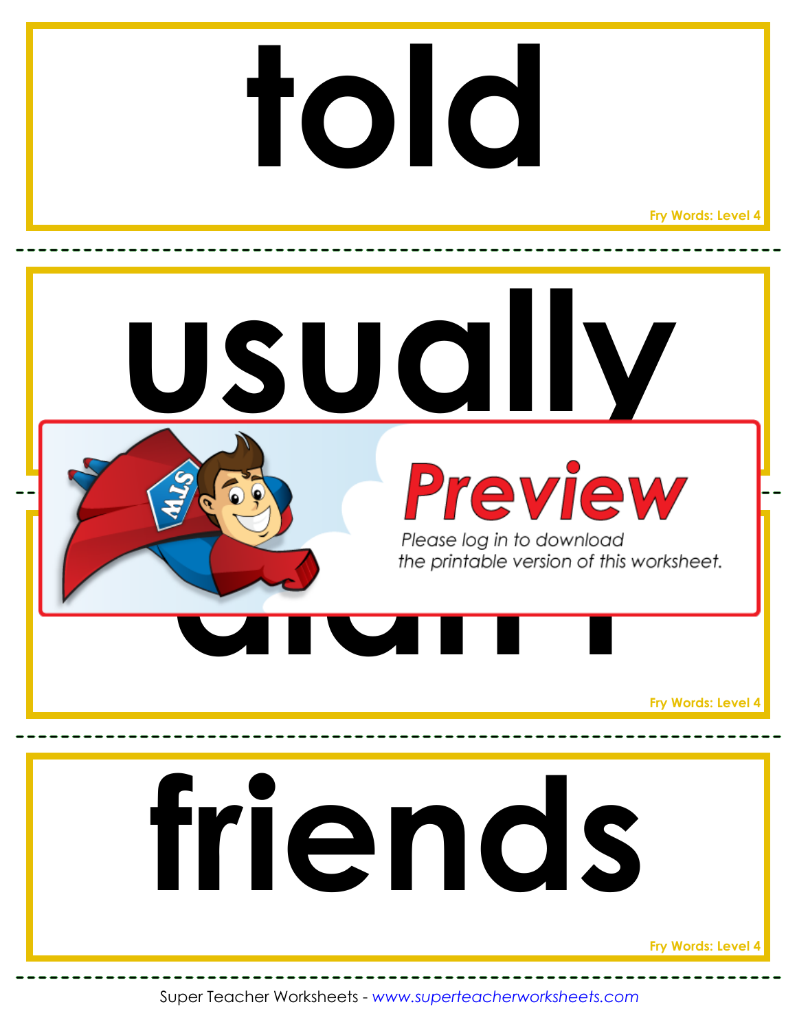# told

Fry Words: Level 4

# usually

**Preview**

Please log in to download the printable version of this worksheet.

# didn't

Fry Words: Level 4

# friends

Fry Words: Level 4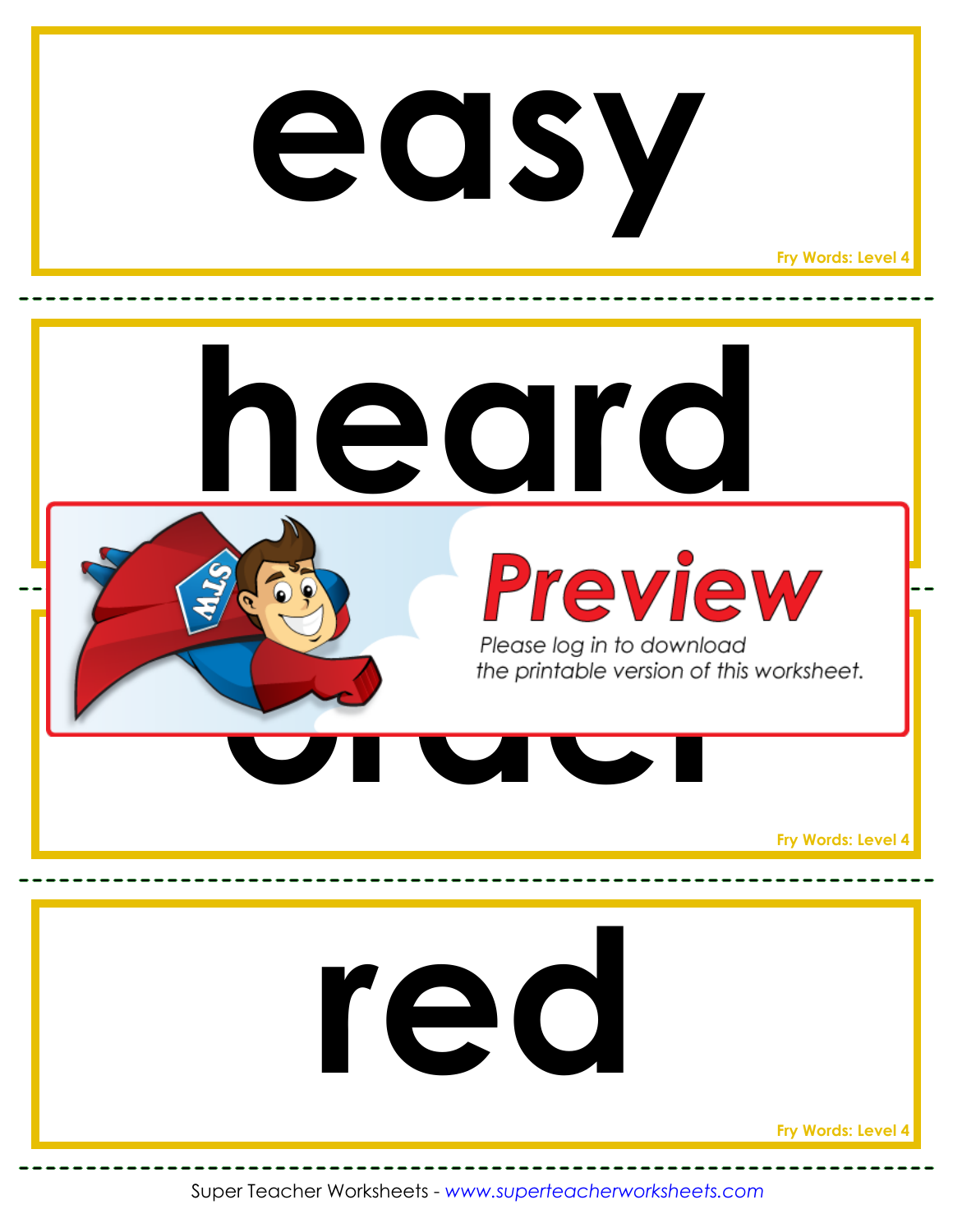# easy

Fry Words: Level 4

# heard

Preview

Please log in to download the printable version of this worksheet.

Fry Words: Level 4

# red

Fry Words: Level 4

Super Teacher Worksheets - www.superteacherworksheets.com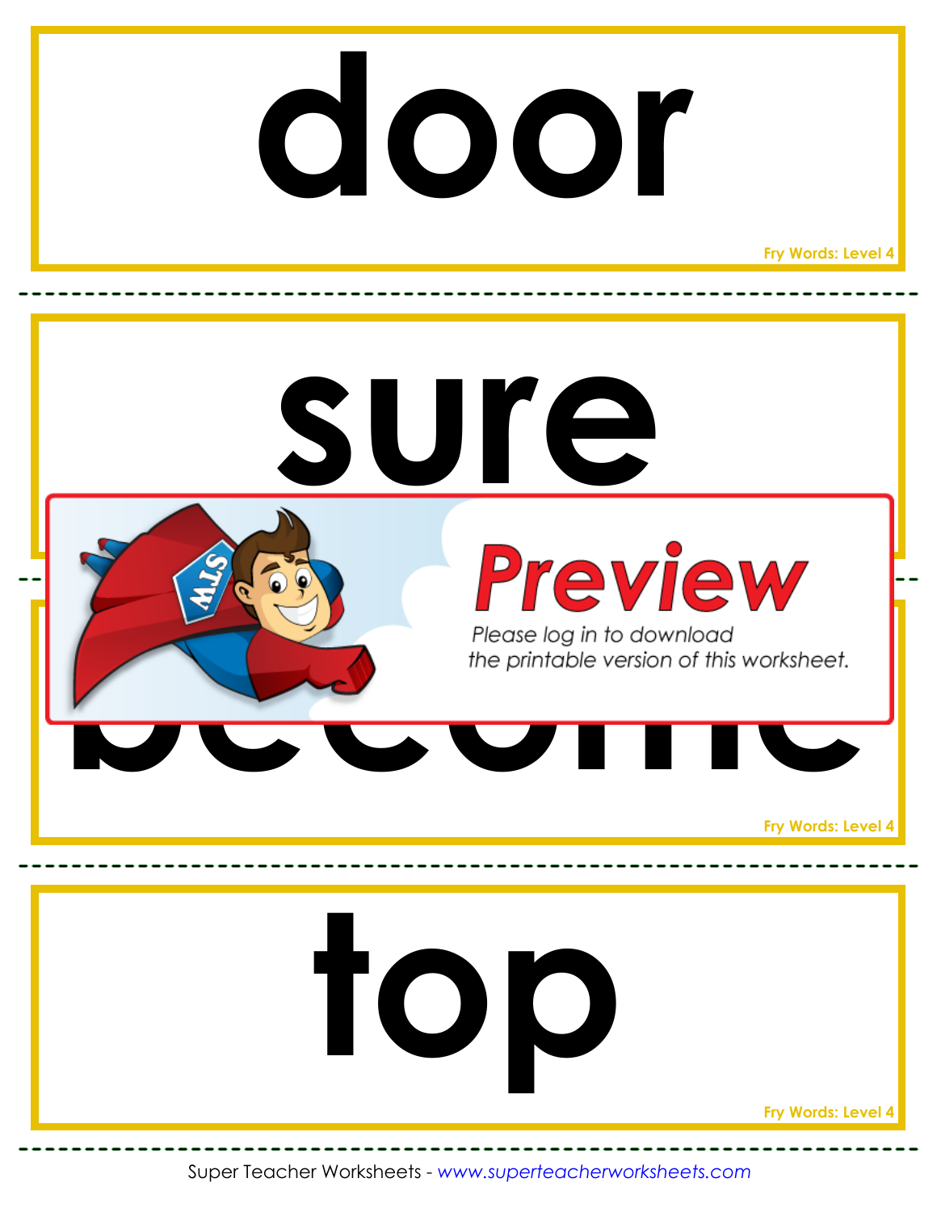# door

Fry Words: Level 4

# sure

Preview

Please log in to download the printable version of this worksheet.

# become

Fry Words: Level 4

# top

Fry Words: Level 4

Super Teacher Worksheets - *www.superteacherworksheets.com*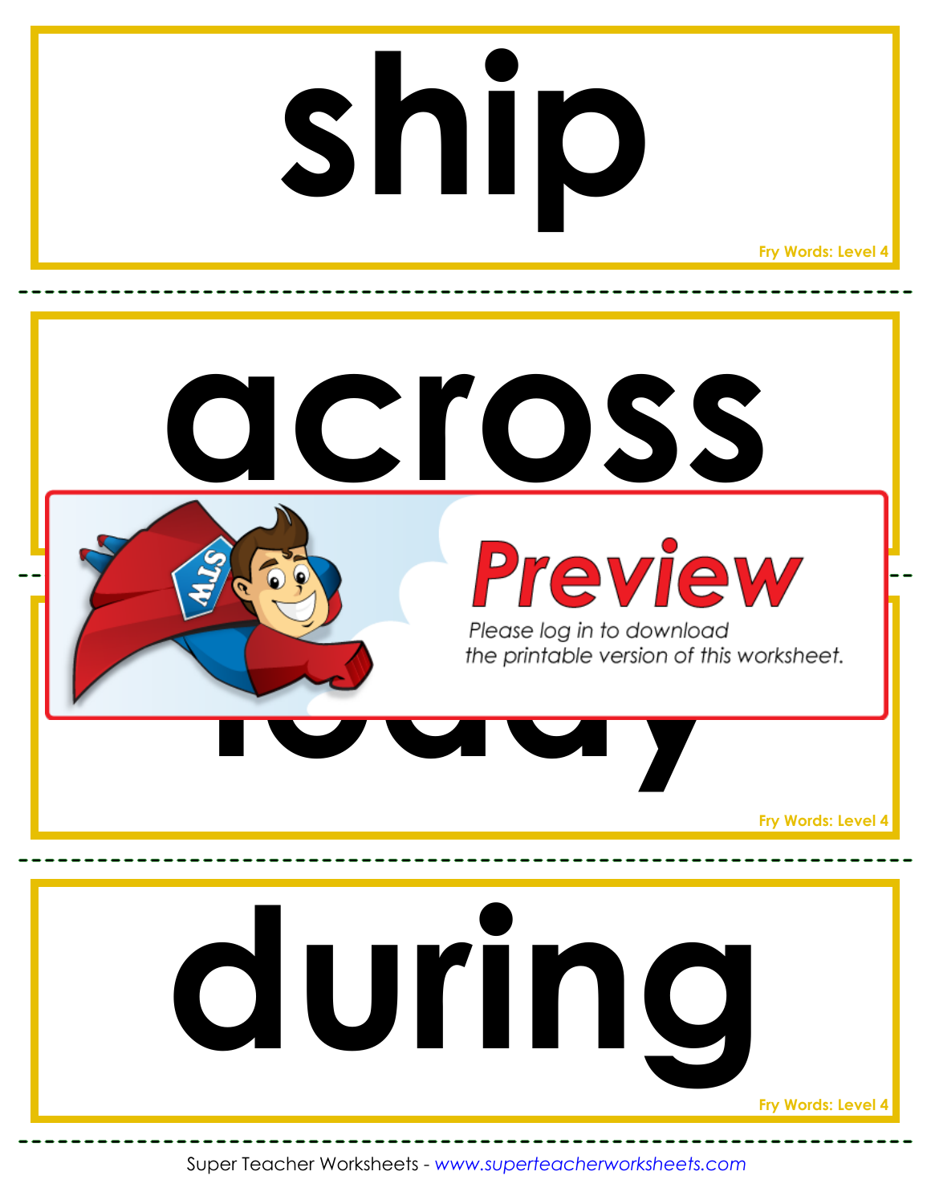# ship

Fry Words: Level 4

# across

Preview

Please log in to download the printable version of this worksheet.

# today

Fry Words: Level 4

# during

Fry Words: Level 4

Super Teacher Worksheets - *www.superteacherworksheets.com*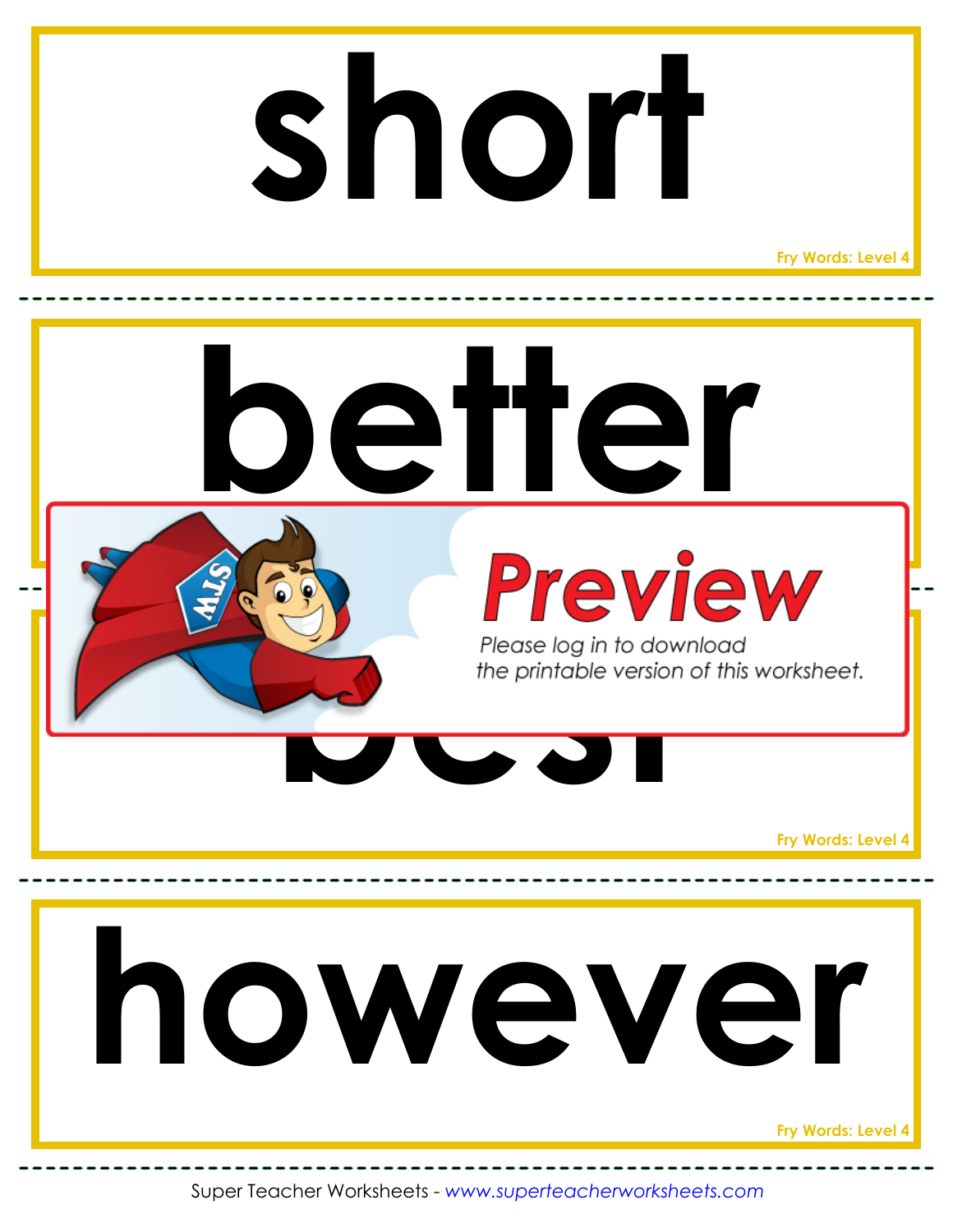# short

Fry Words: Level 4

---

# better

---

Preview

Please log in to download the printable version of this worksheet.

# best

Fry Words: Level 4

---

# however

Fry Words: Level 4

---

Super Teacher Worksheets - *www.superteacherworksheets.com*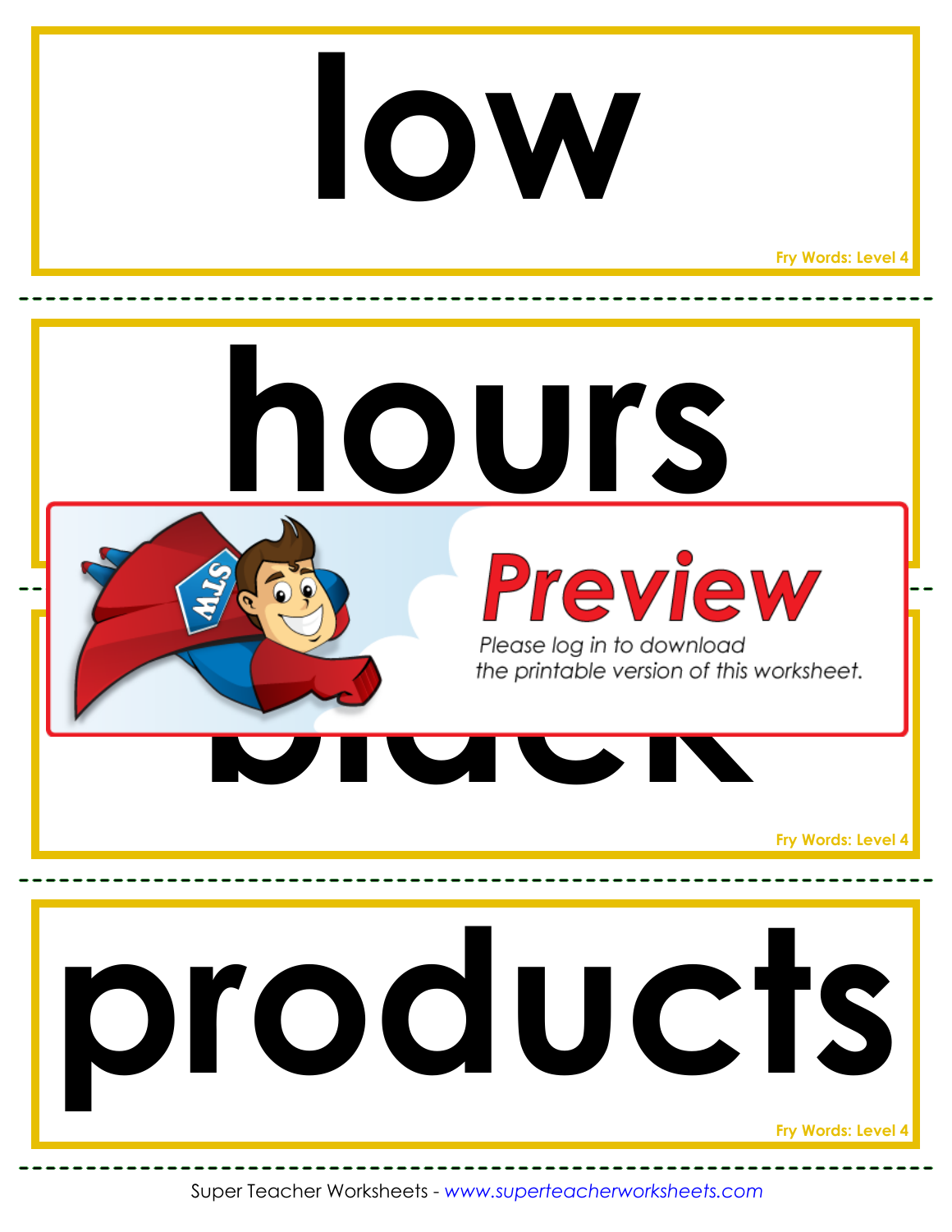# low

Fry Words: Level 4

# hours

Preview

Please log in to download the printable version of this worksheet.

# black

Fry Words: Level 4

# products

Fry Words: Level 4

Super Teacher Worksheets - *www.superteacherworksheets.com*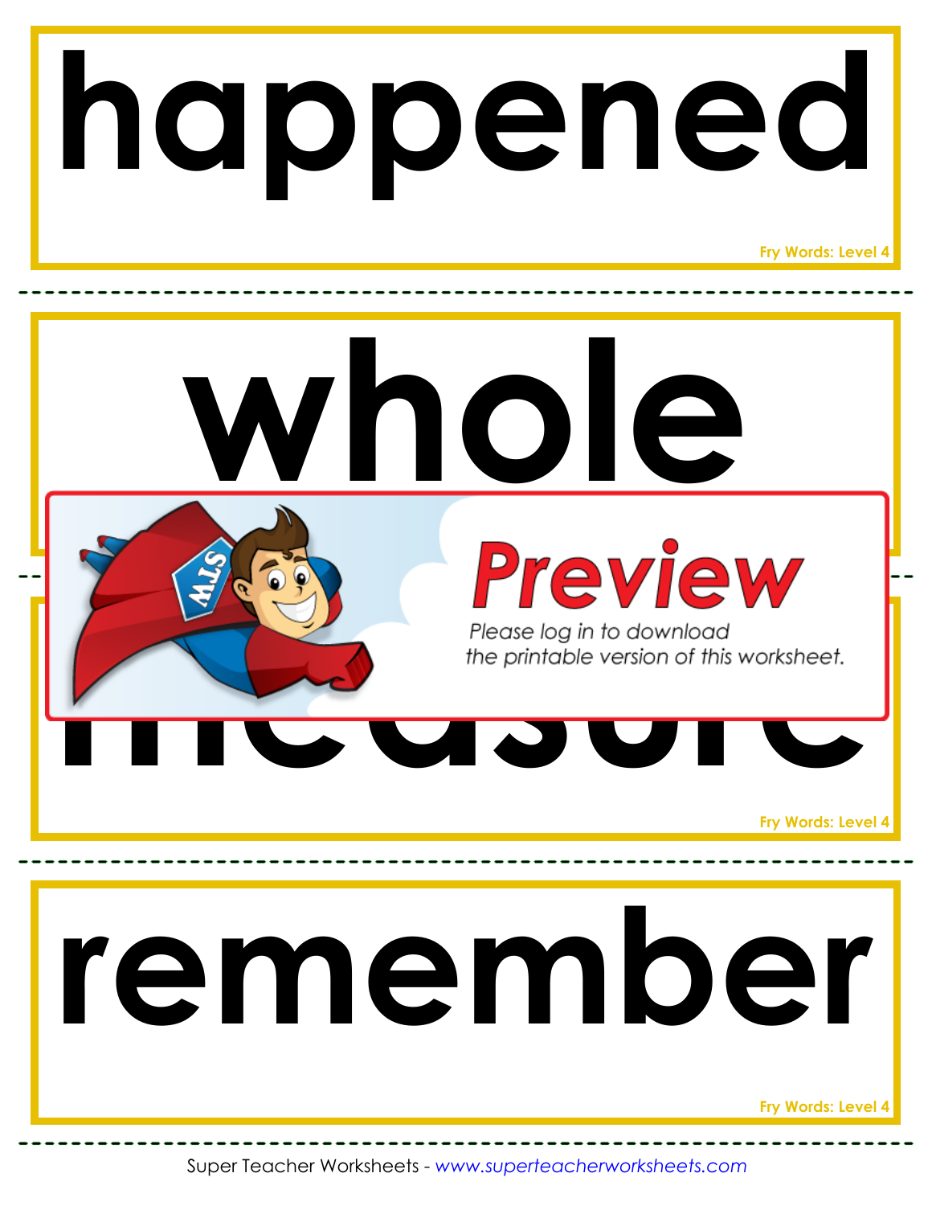# happened

Fry Words: Level 4

# whole

Preview

Please log in to download the printable version of this worksheet.

# measure

Fry Words: Level 4

# remember

Fry Words: Level 4

Super Teacher Worksheets - *www.superteacherworksheets.com*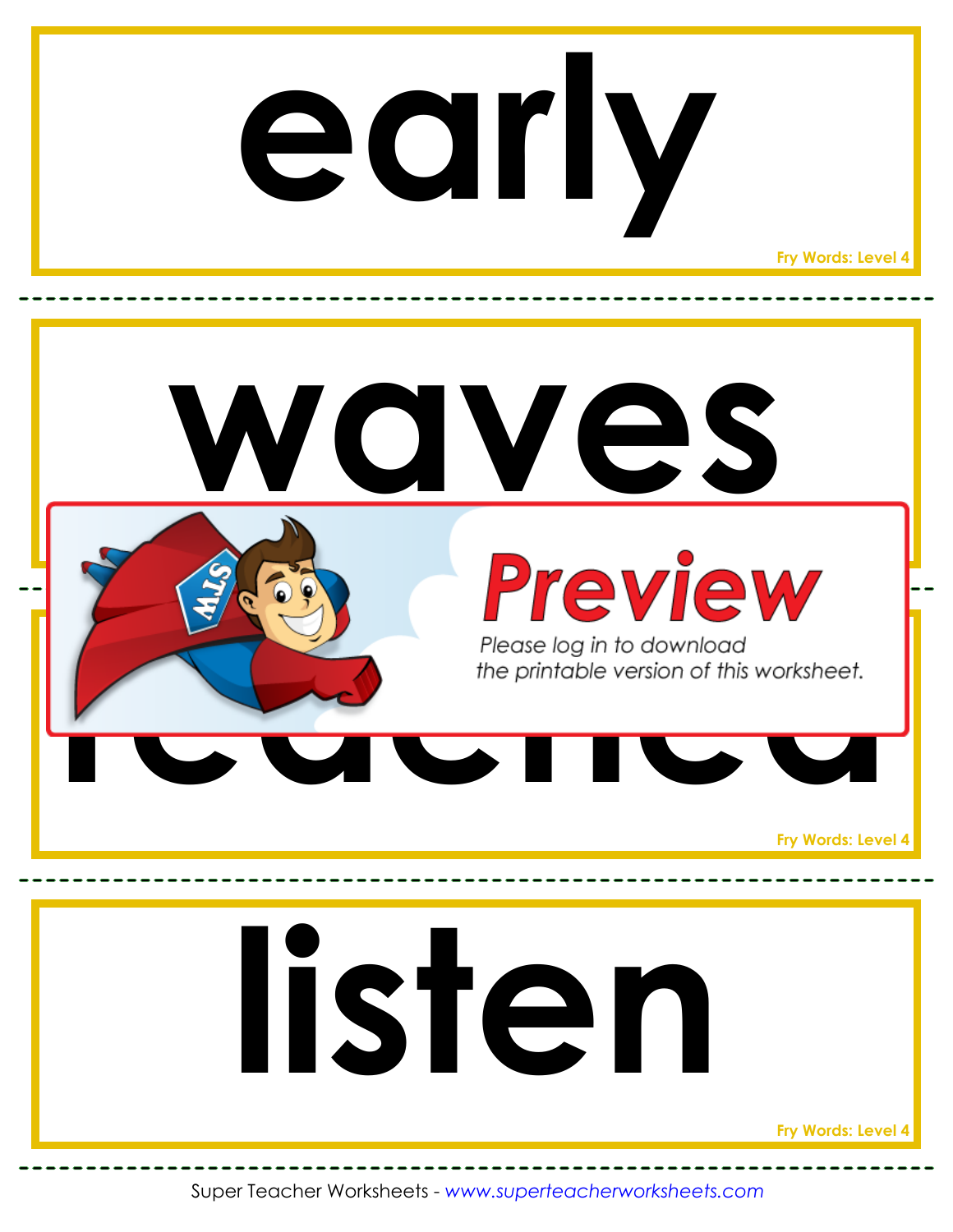# early

Fry Words: Level 4

# waves

Preview

Please log in to download the printable version of this worksheet.

# reached

Fry Words: Level 4

# listen

Fry Words: Level 4

Super Teacher Worksheets - www.superteacherworksheets.com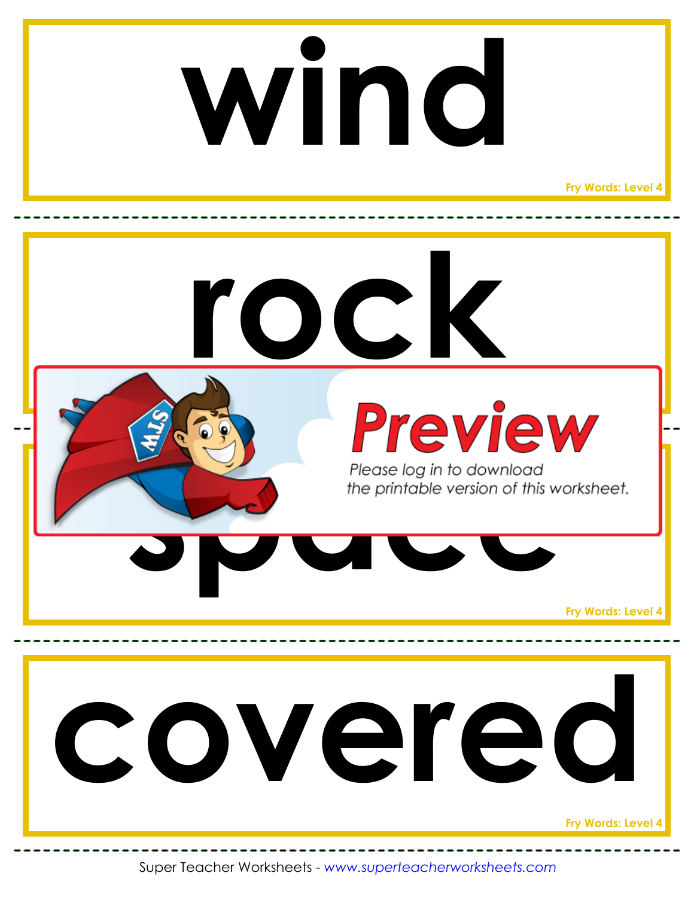# wind

Fry Words: Level 4

# rock

Preview

Please log in to download the printable version of this worksheet.

# space

Fry Words: Level 4

# covered

Fry Words: Level 4

Super Teacher Worksheets - *www.superteacherworksheets.com*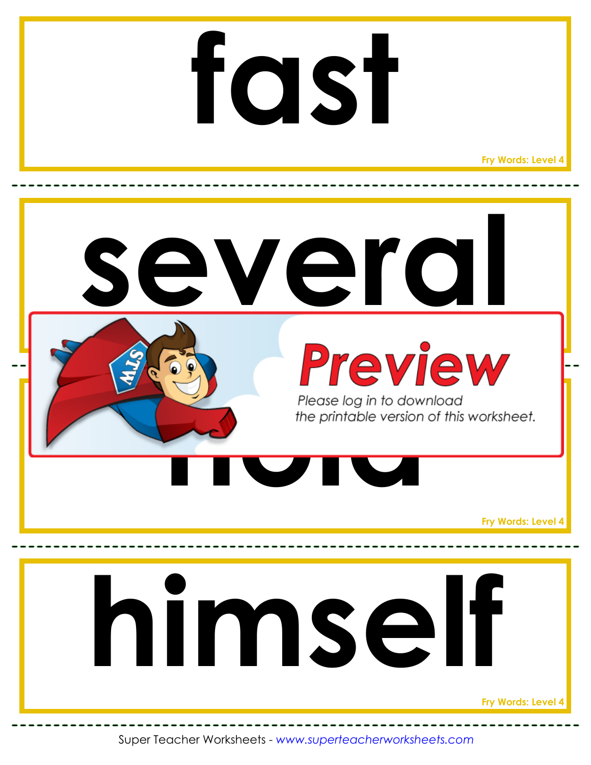# fast

Fry Words: Level 4

---

# several

---

# hold

Fry Words: Level 4

---

# himself

Fry Words: Level 4

---

Preview

Please log in to download the printable version of this worksheet.

Super Teacher Worksheets - *www.superteacherworksheets.com*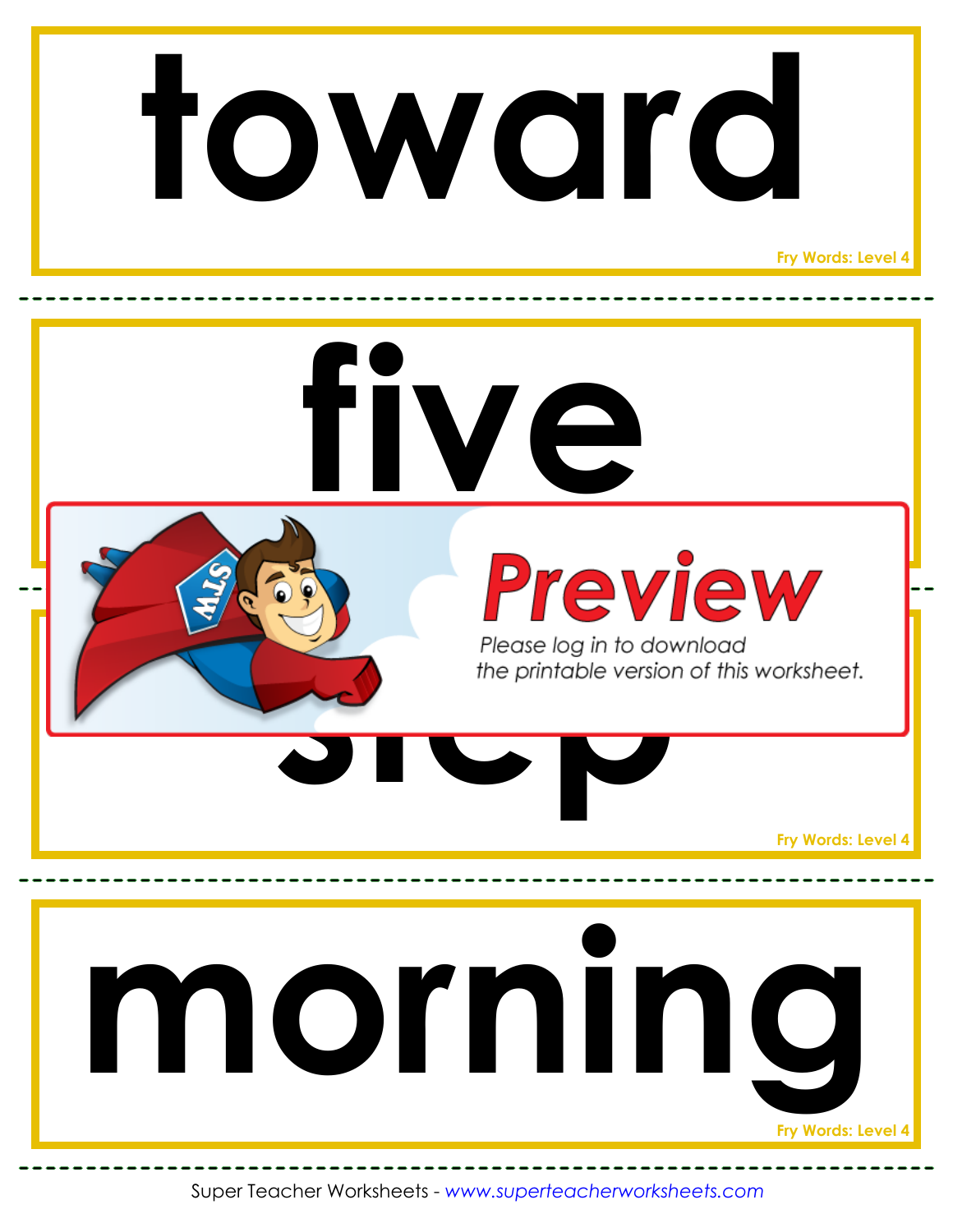# toward

Fry Words: Level 4

# five

**Preview**

Please log in to download the printable version of this worksheet.

# step

Fry Words: Level 4

# morning

Fry Words: Level 4

Super Teacher Worksheets - *www.superteacherworksheets.com*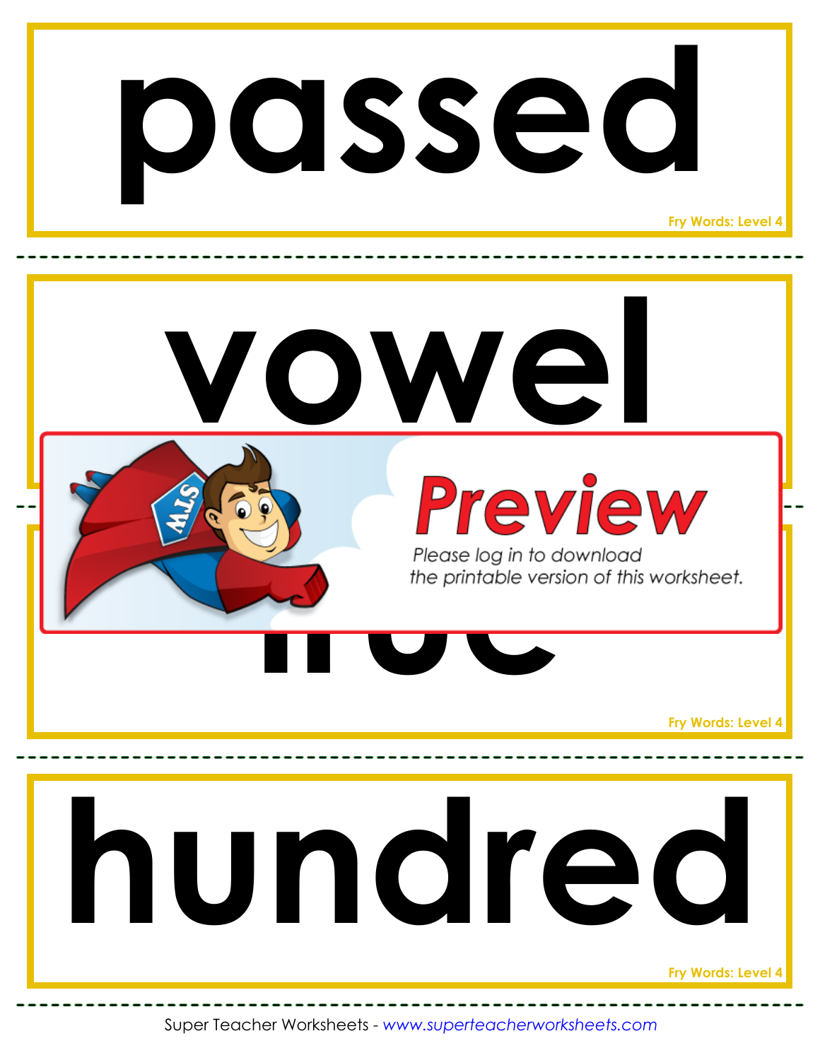# passed

Fry Words: Level 4

# vowel

Preview

Please log in to download the printable version of this worksheet.

# true

Fry Words: Level 4

# hundred

Fry Words: Level 4

Super Teacher Worksheets - *www.superteacherworksheets.com*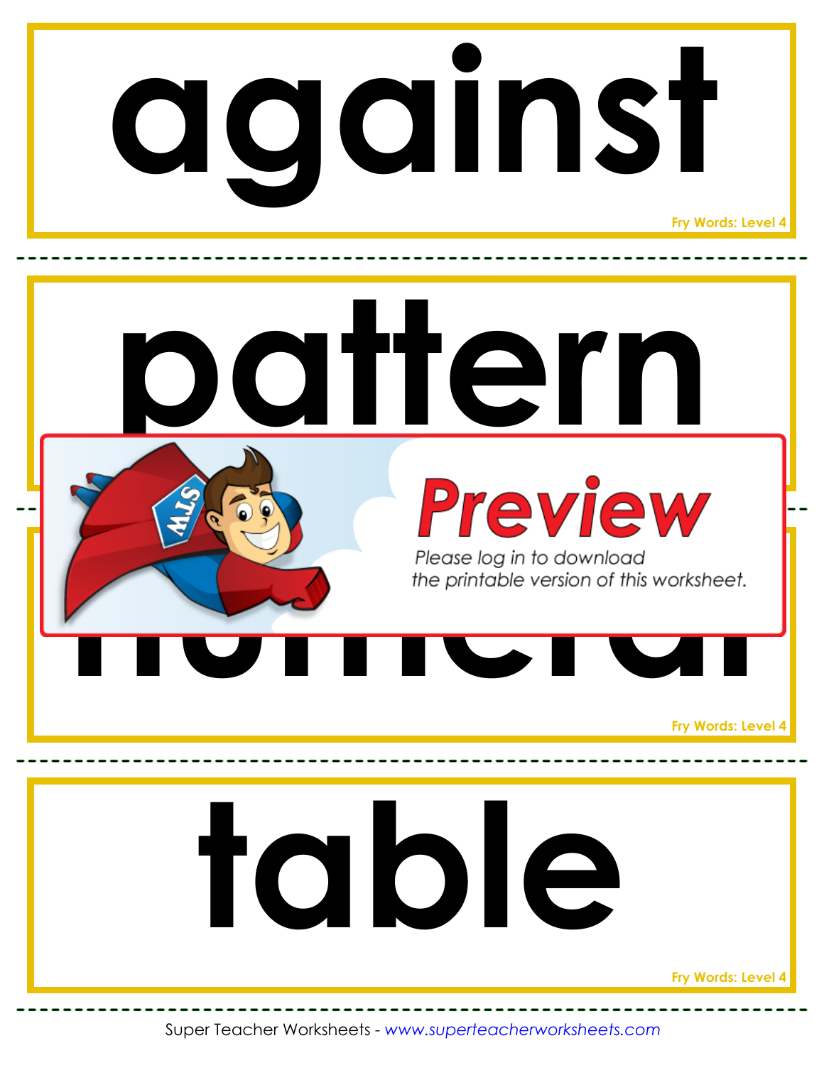# against

Fry Words: Level 4

# pattern

**Preview**

Please log in to download the printable version of this worksheet.

# numeral

Fry Words: Level 4

# table

Fry Words: Level 4

Super Teacher Worksheets - www.superteacherworksheets.com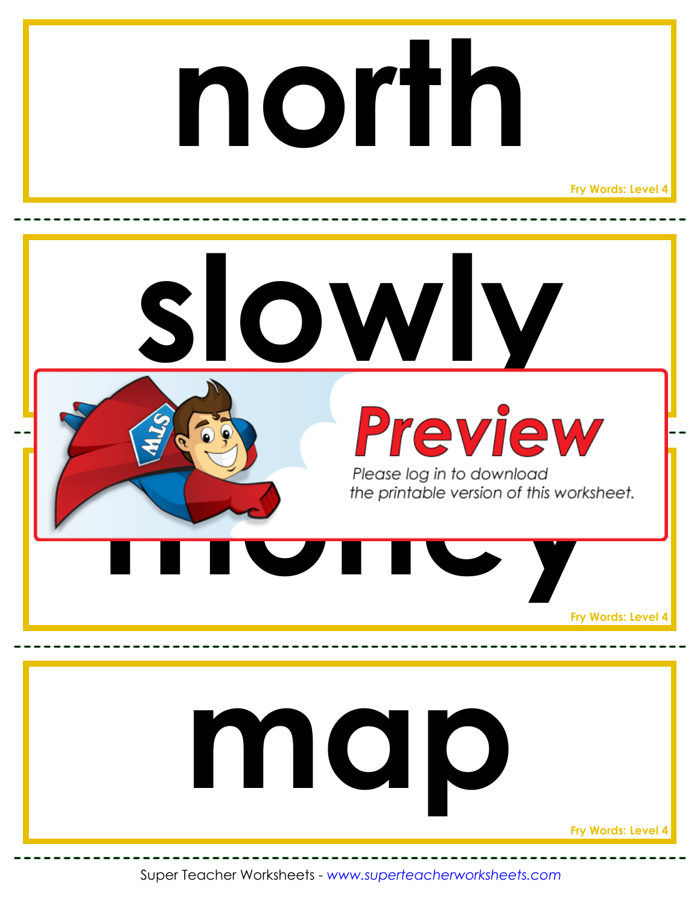# north

Fry Words: Level 4

---

# slowly

---

**Preview**

Please log in to download the printable version of this worksheet.

# money

Fry Words: Level 4

---

# map

Fry Words: Level 4

---

Super Teacher Worksheets - *www.superteacherworksheets.com*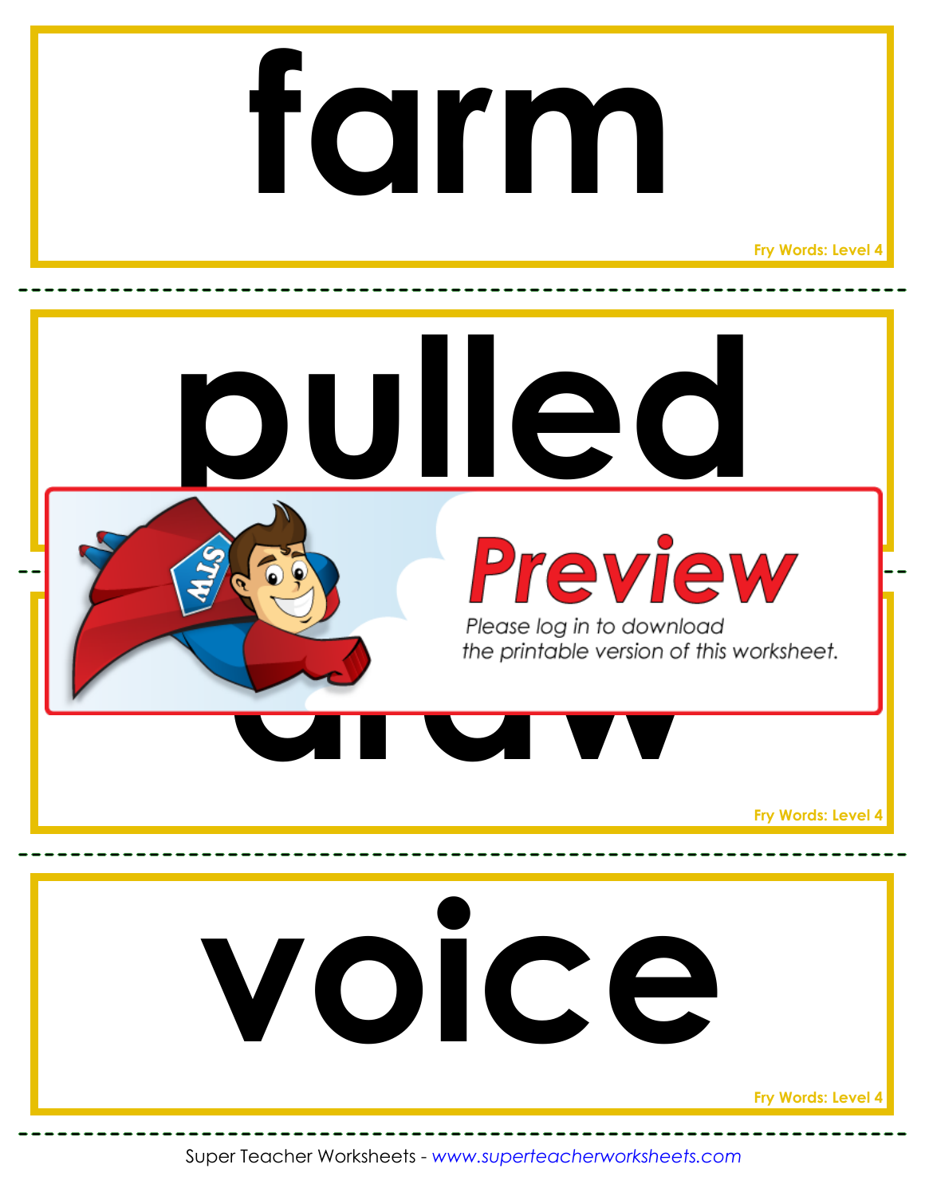# farm

Fry Words: Level 4

# pulled

Preview

Please log in to download the printable version of this worksheet.

# draw

Fry Words: Level 4

# voice

Fry Words: Level 4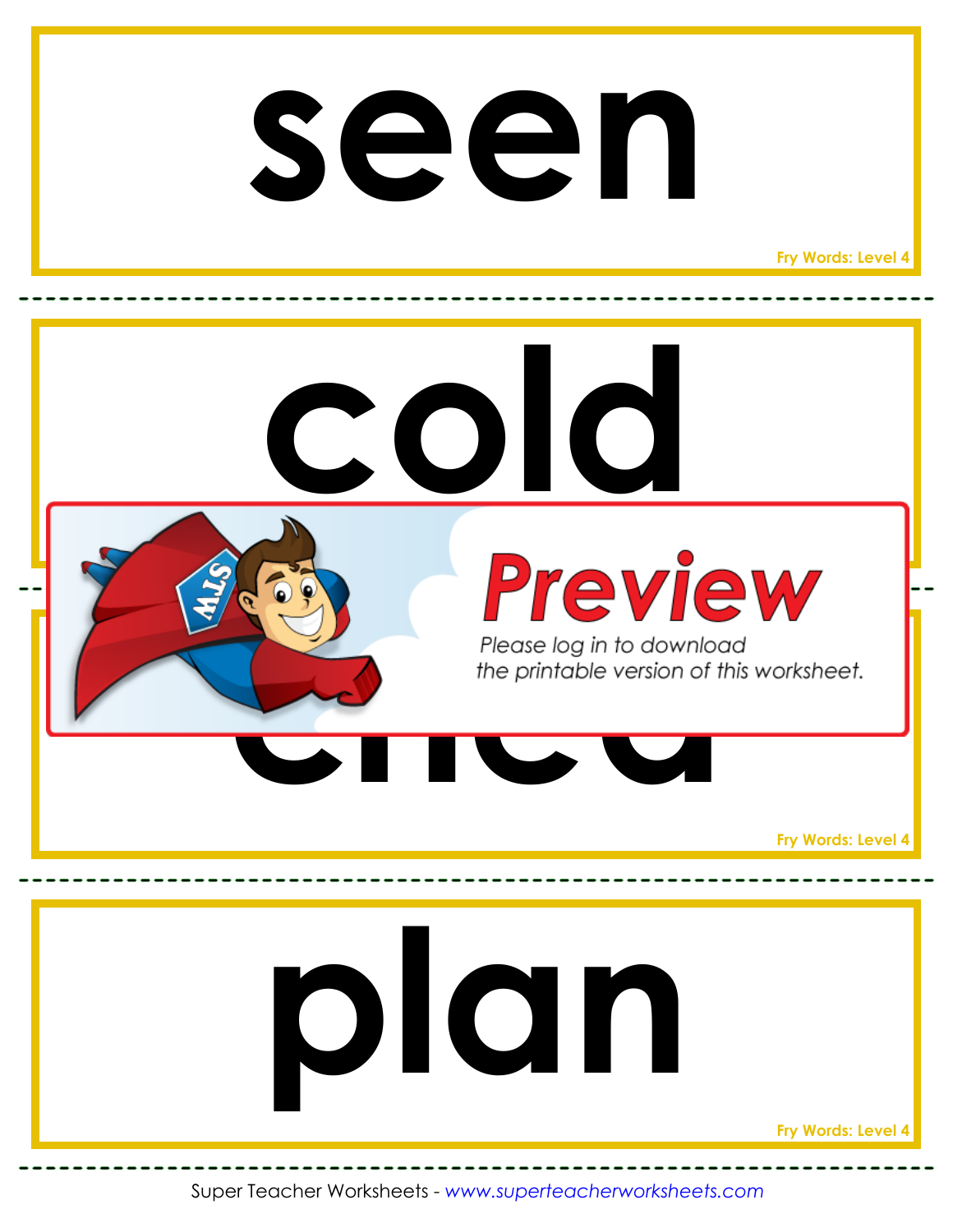# seen

Fry Words: Level 4

# cold

Preview

Please log in to download the printable version of this worksheet.

# cried

Fry Words: Level 4

# plan

Fry Words: Level 4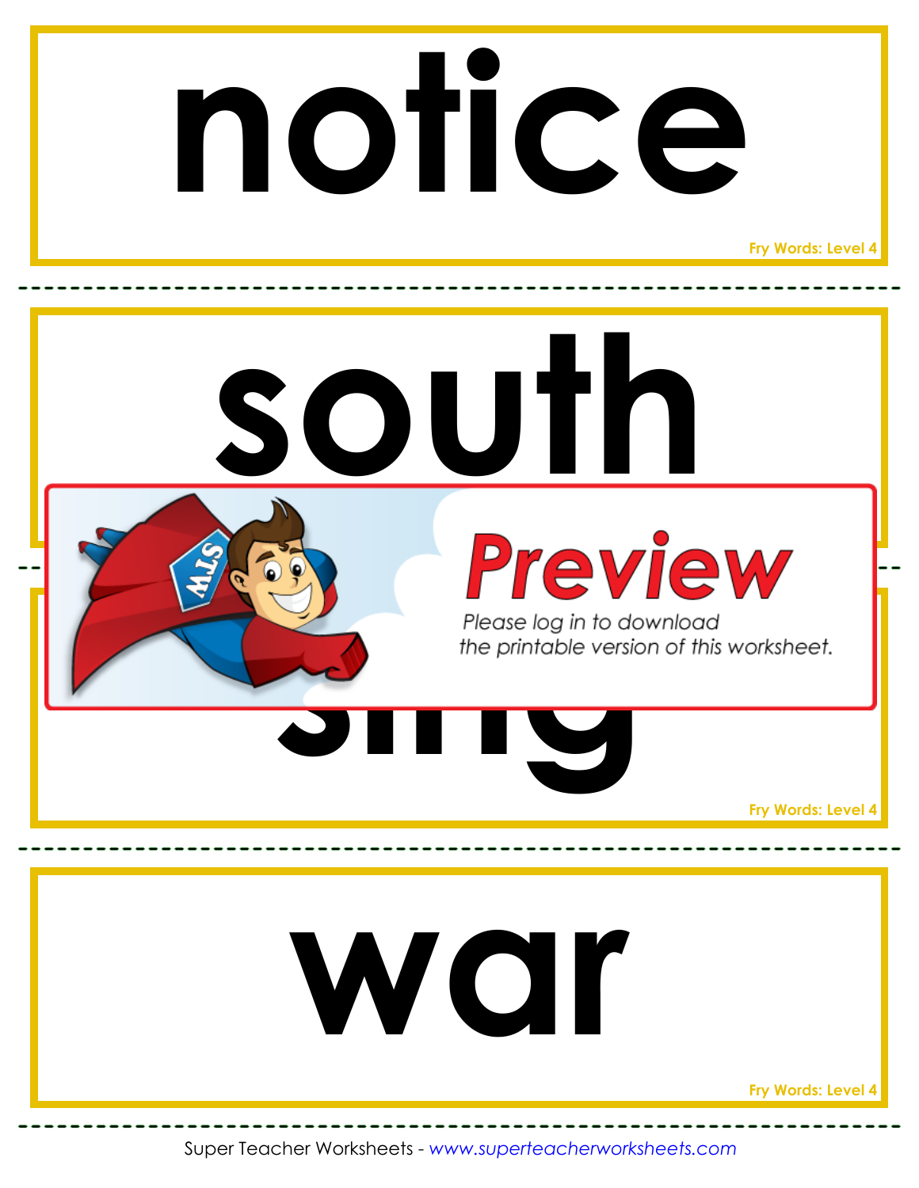# notice

Fry Words: Level 4

# south

Preview

Please log in to download the printable version of this worksheet.

# sing

Fry Words: Level 4

# war

Fry Words: Level 4

Super Teacher Worksheets - *www.superteacherworksheets.com*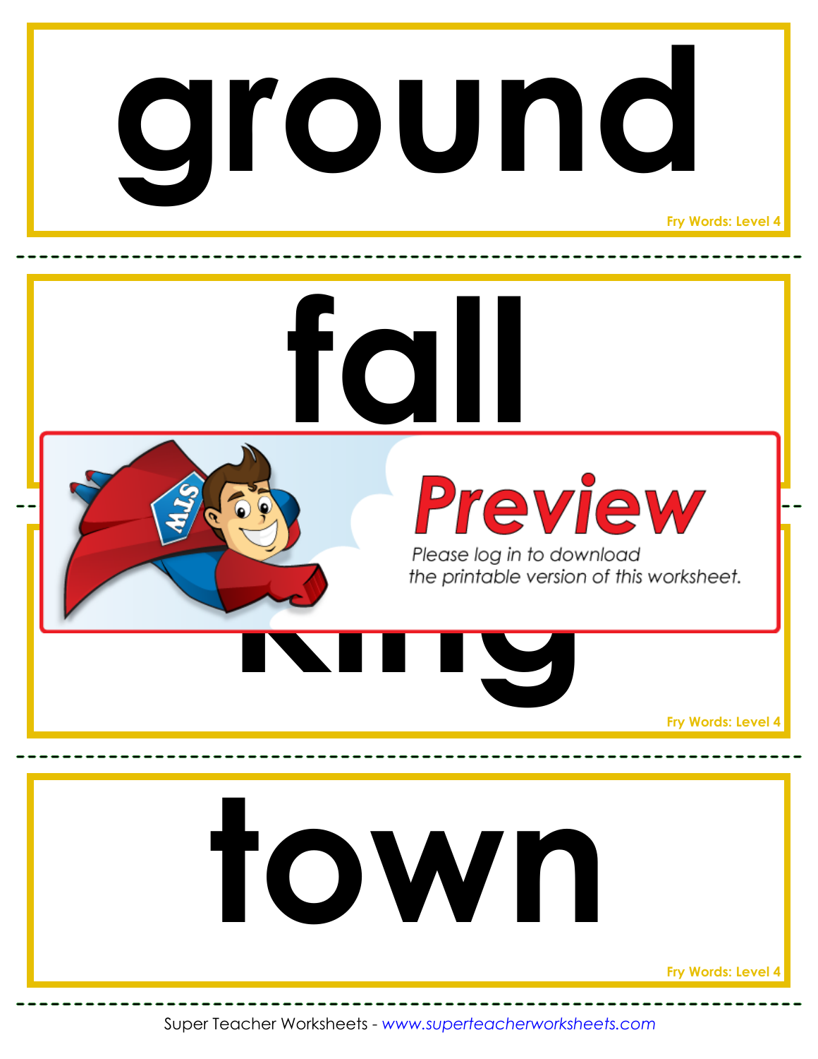# ground

Fry Words: Level 4

# fall

# Preview

Please log in to download the printable version of this worksheet.

# king

Fry Words: Level 4

# town

Fry Words: Level 4

Super Teacher Worksheets - www.superteacherworksheets.com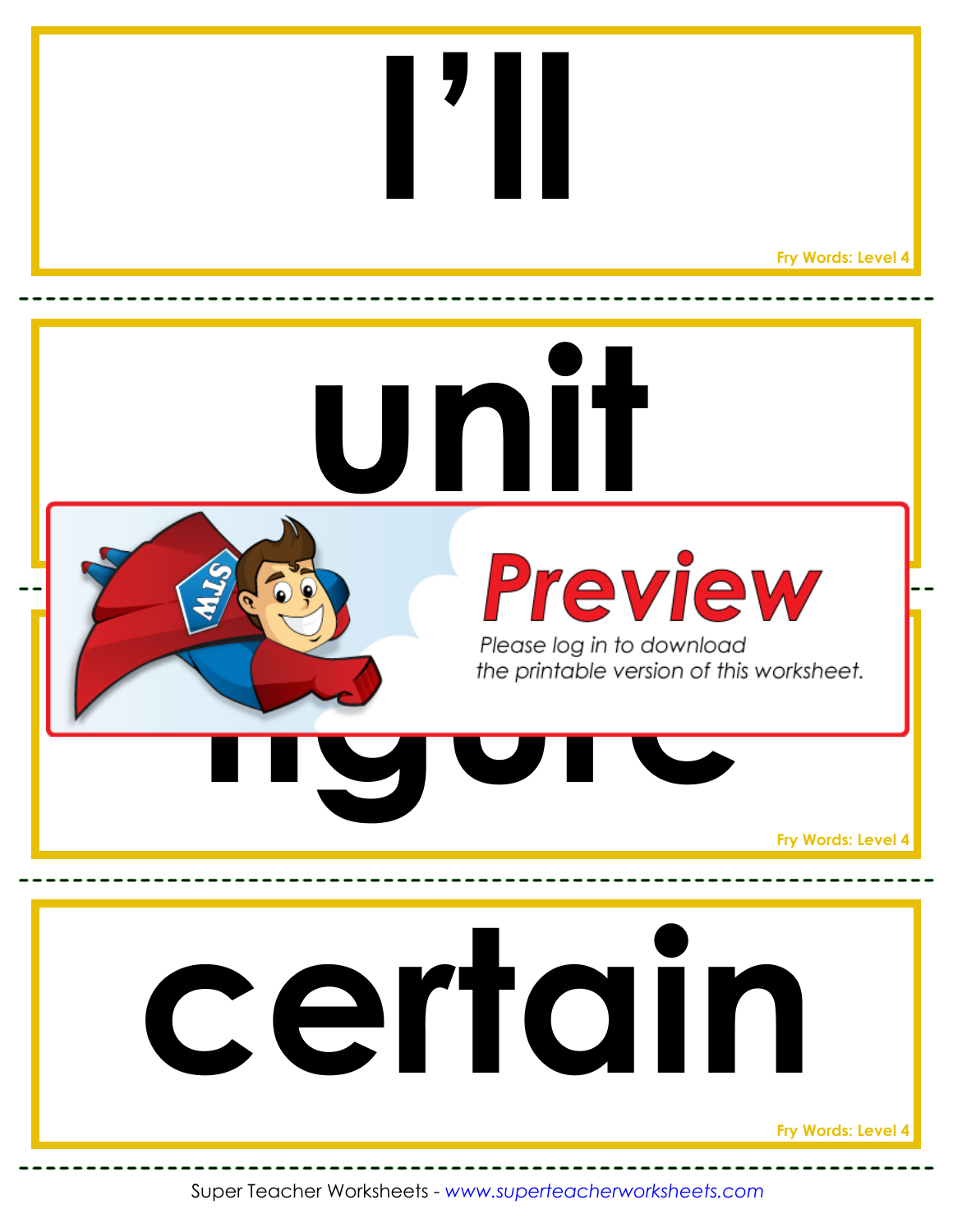# I'll

Fry Words: Level 4

---

# unit

---

**Preview**

Please log in to download the printable version of this worksheet.

# figure

Fry Words: Level 4

---

# certain

Fry Words: Level 4

---

Super Teacher Worksheets - *www.superteacherworksheets.com*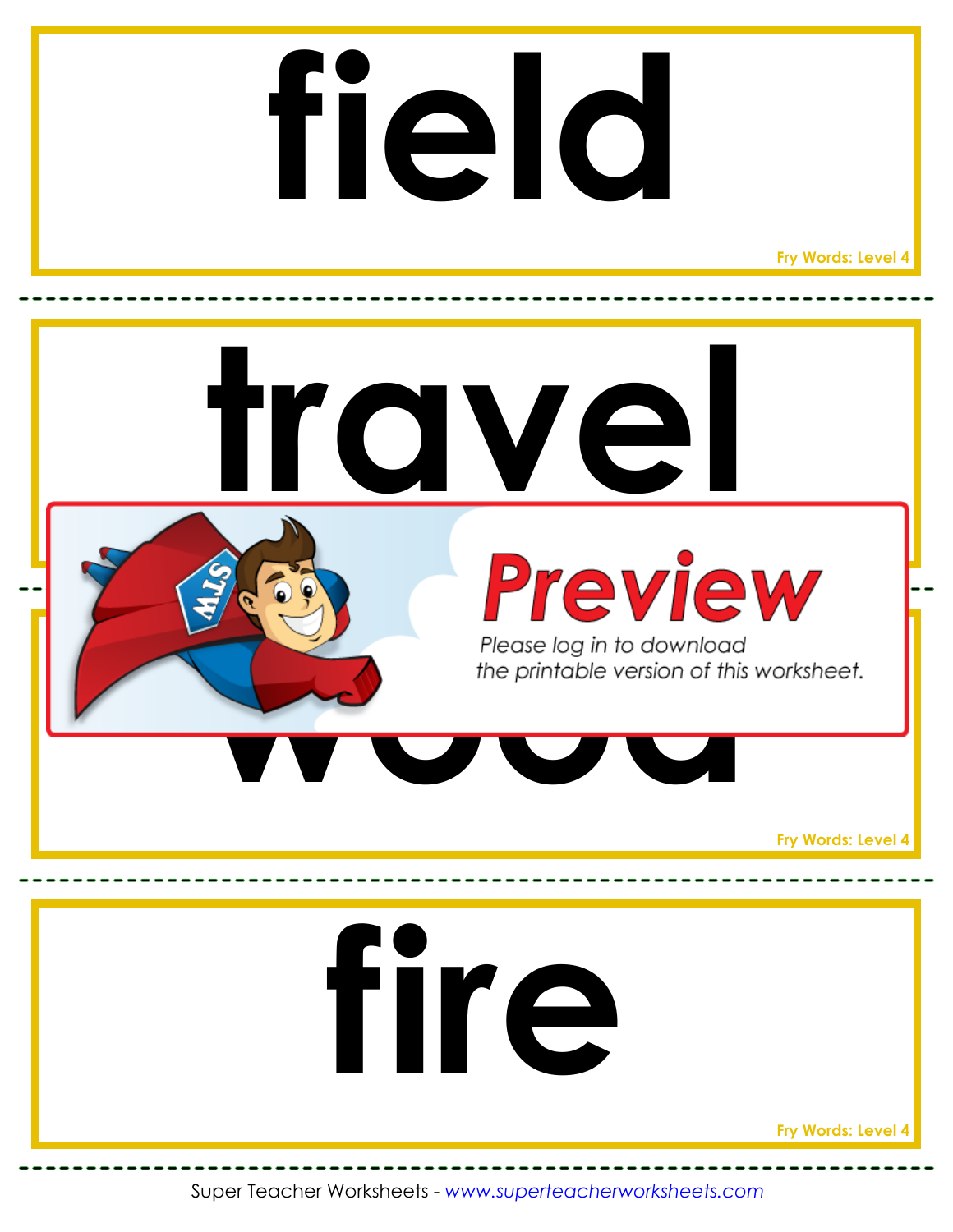# field

Fry Words: Level 4

---

# travel

Preview

Please log in to download the printable version of this worksheet.

# wood

Fry Words: Level 4

---

# fire

Fry Words: Level 4

---

Super Teacher Worksheets - *www.superteacherworksheets.com*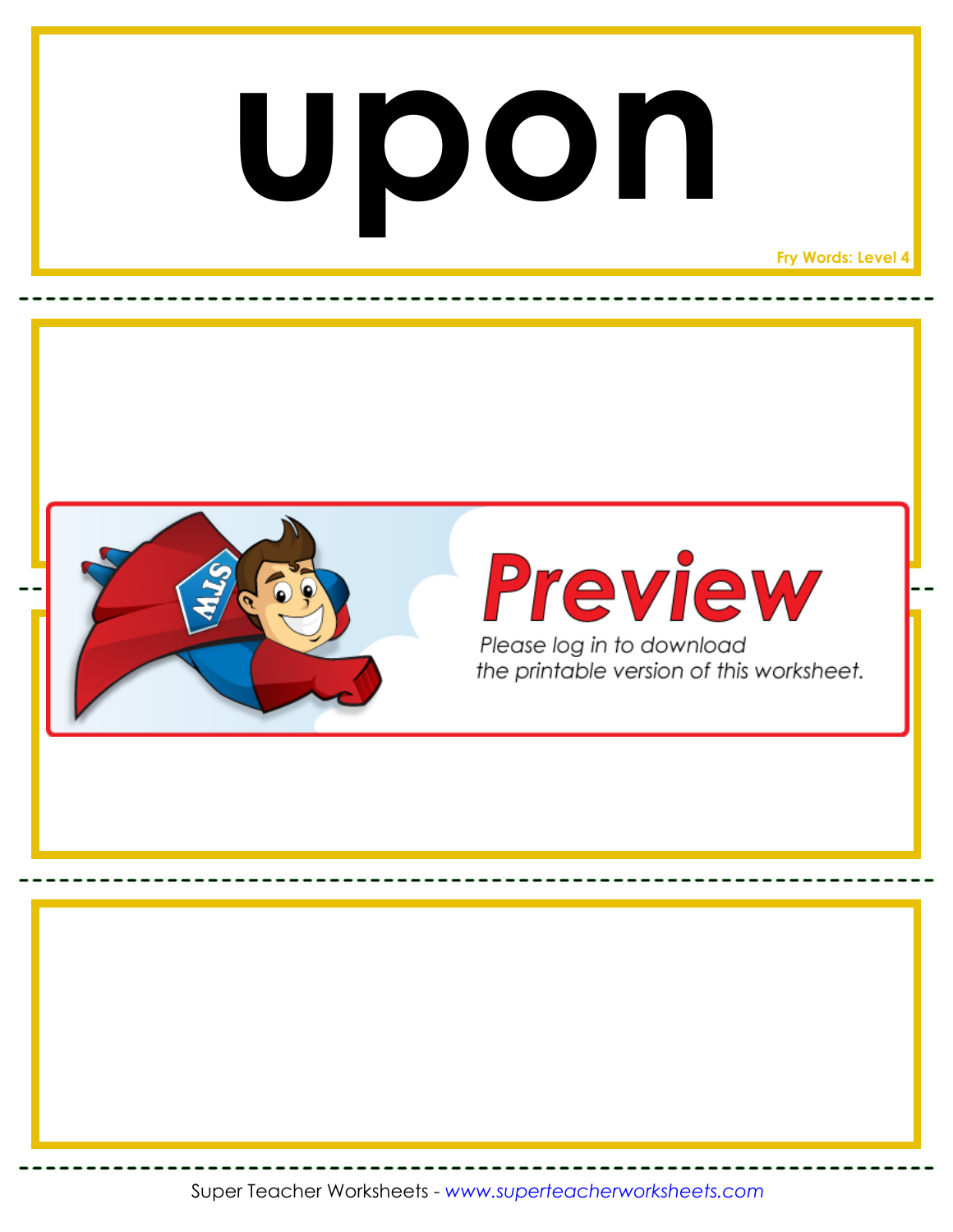# upon

Fry Words: Level 4

Preview

Please log in to download the printable version of this worksheet.